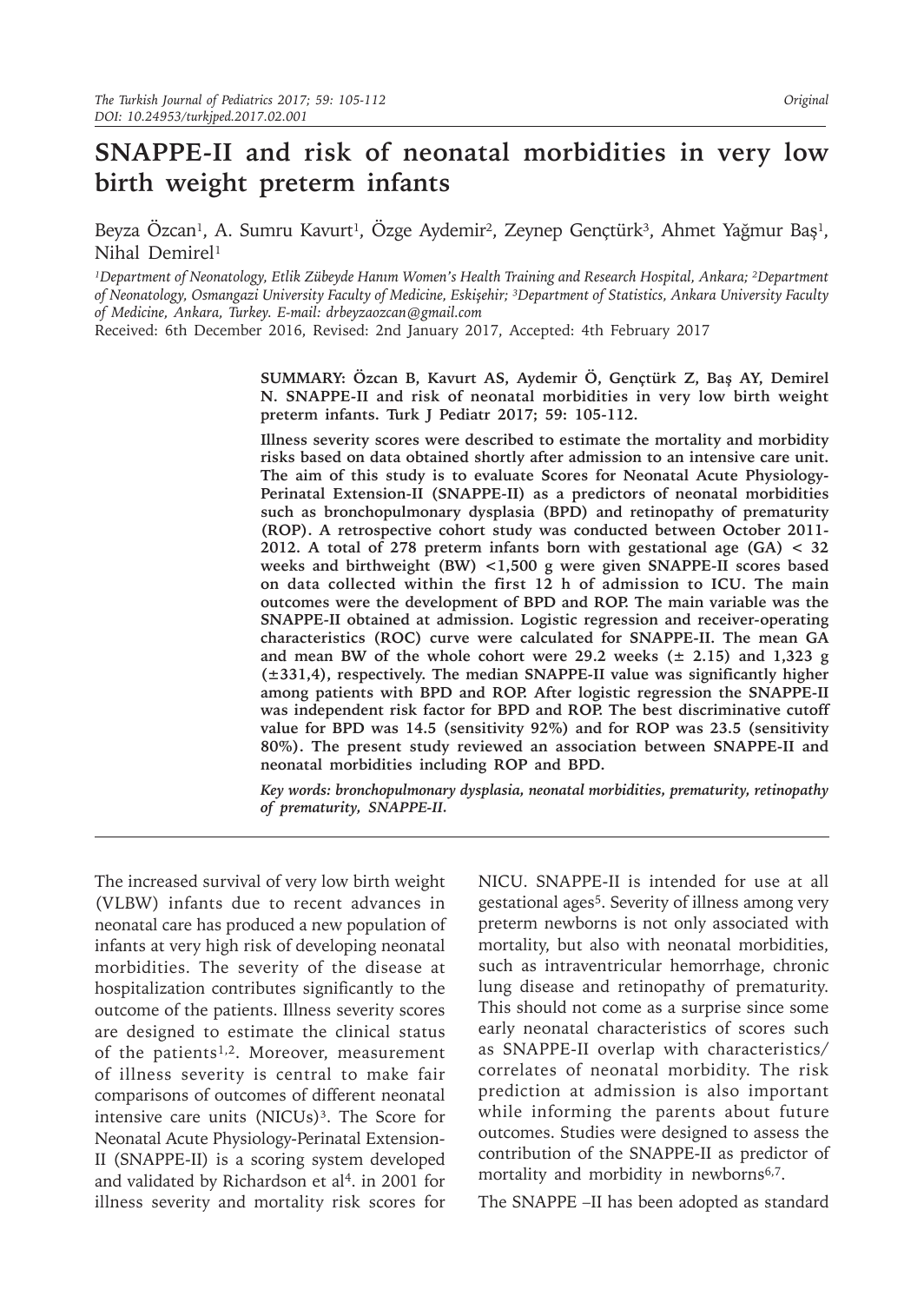# SNAPPE-II and risk of neonatal morbidities in very low birth weight preterm infants

Beyza Özcan[1], A. Sumru Kavurt[1], Özge Aydemir[2], Zeynep Gençtürk[3], Ahmet Yağmur Baş[1], Nihal Demirel[1]

*[1]Department of Neonatology, Etlik Zübeyde Hanım Women's Health Training and Research Hospital, Ankara; [2]Department of Neonatology, Osmangazi University Faculty of Medicine, Eskişehir; [3]Department of Statistics, Ankara University Faculty of Medicine, Ankara, Turkey. E-mail: drbeyzaozcan@gmail.com*

Received: 6th December 2016, Revised: 2nd January 2017, Accepted: 4th February 2017

**SUMMARY: Özcan B, Kavurt AS, Aydemir Ö, Gençtürk Z, Baş AY, Demirel N. SNAPPE-II and risk of neonatal morbidities in very low birth weight preterm infants. Turk J Pediatr 2017; 59: 105-112.**

**Illness severity scores were described to estimate the mortality and morbidity risks based on data obtained shortly after admission to an intensive care unit. The aim of this study is to evaluate Scores for Neonatal Acute Physiology-Perinatal Extension-II (SNAPPE-II) as a predictors of neonatal morbidities such as bronchopulmonary dysplasia (BPD) and retinopathy of prematurity (ROP). A retrospective cohort study was conducted between October 2011-2012. A total of 278 preterm infants born with gestational age (GA) < 32 weeks and birthweight (BW) <1,500 g were given SNAPPE-II scores based on data collected within the first 12 h of admission to ICU. The main outcomes were the development of BPD and ROP. The main variable was the SNAPPE-II obtained at admission. Logistic regression and receiver-operating characteristics (ROC) curve were calculated for SNAPPE-II. The mean GA and mean BW of the whole cohort were 29.2 weeks (± 2.15) and 1,323 g (±331,4), respectively. The median SNAPPE-II value was significantly higher among patients with BPD and ROP. After logistic regression the SNAPPE-II was independent risk factor for BPD and ROP. The best discriminative cutoff value for BPD was 14.5 (sensitivity 92%) and for ROP was 23.5 (sensitivity 80%). The present study reviewed an association between SNAPPE-II and neonatal morbidities including ROP and BPD.**

*Key words: bronchopulmonary dysplasia, neonatal morbidities, prematurity, retinopathy of prematurity, SNAPPE-II.*

The increased survival of very low birth weight (VLBW) infants due to recent advances in neonatal care has produced a new population of infants at very high risk of developing neonatal morbidities. The severity of the disease at hospitalization contributes significantly to the outcome of the patients. Illness severity scores are designed to estimate the clinical status of the patients[1,2]. Moreover, measurement of illness severity is central to make fair comparisons of outcomes of different neonatal intensive care units (NICUs)[3]. The Score for Neonatal Acute Physiology-Perinatal Extension-II (SNAPPE-II) is a scoring system developed and validated by Richardson et al[4]. in 2001 for illness severity and mortality risk scores for NICU. SNAPPE-II is intended for use at all gestational ages[5]. Severity of illness among very preterm newborns is not only associated with mortality, but also with neonatal morbidities, such as intraventricular hemorrhage, chronic lung disease and retinopathy of prematurity. This should not come as a surprise since some early neonatal characteristics of scores such as SNAPPE-II overlap with characteristics/correlates of neonatal morbidity. The risk prediction at admission is also important while informing the parents about future outcomes. Studies were designed to assess the contribution of the SNAPPE-II as predictor of mortality and morbidity in newborns[6,7].

The SNAPPE –II has been adopted as standard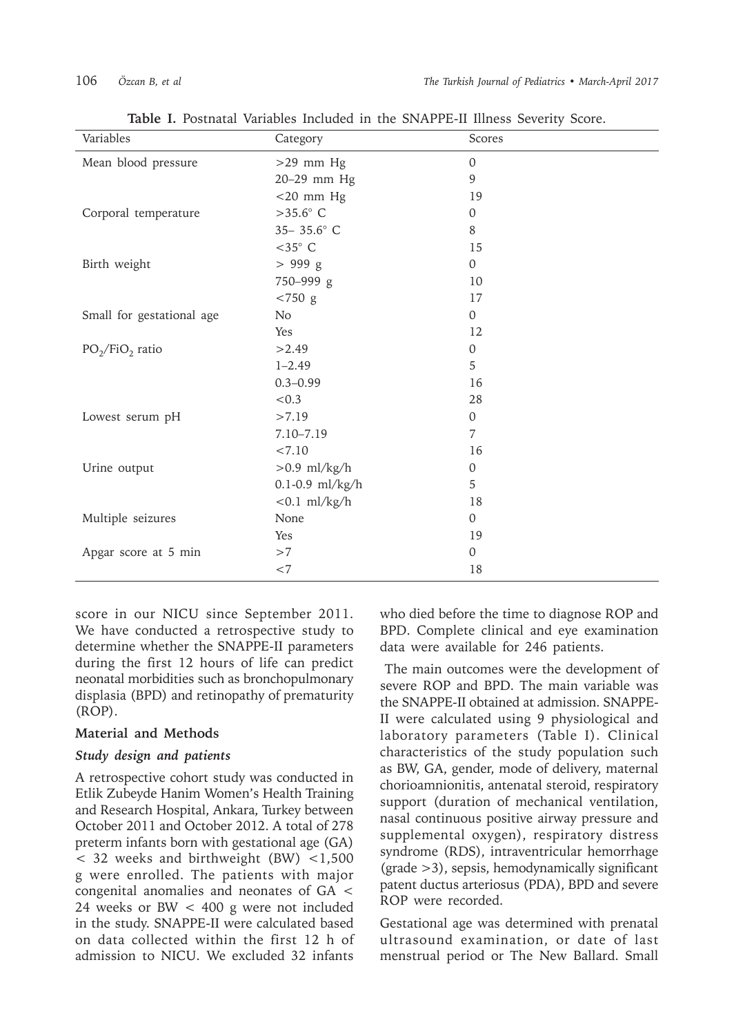**Table I.** Postnatal Variables Included in the SNAPPE-II Illness Severity Score.

| Variables | Category | Scores |
|---|---|---|
| Mean blood pressure | >29 mm Hg | 0 |
| | 20–29 mm Hg | 9 |
| | <20 mm Hg | 19 |
| Corporal temperature | >35.6° C | 0 |
| | 35– 35.6° C | 8 |
| | <35° C | 15 |
| Birth weight | > 999 g | 0 |
| | 750–999 g | 10 |
| | <750 g | 17 |
| Small for gestational age | No | 0 |
| | Yes | 12 |
| $PO_2/FiO_2$ ratio | >2.49 | 0 |
| | 1–2.49 | 5 |
| | 0.3–0.99 | 16 |
| | <0.3 | 28 |
| Lowest serum pH | >7.19 | 0 |
| | 7.10–7.19 | 7 |
| | <7.10 | 16 |
| Urine output | >0.9 ml/kg/h | 0 |
| | 0.1-0.9 ml/kg/h | 5 |
| | <0.1 ml/kg/h | 18 |
| Multiple seizures | None | 0 |
| | Yes | 19 |
| Apgar score at 5 min | >7 | 0 |
| | <7 | 18 |

score in our NICU since September 2011. We have conducted a retrospective study to determine whether the SNAPPE-II parameters during the first 12 hours of life can predict neonatal morbidities such as bronchopulmonary displasia (BPD) and retinopathy of prematurity (ROP).

## Material and Methods

### *Study design and patients*

A retrospective cohort study was conducted in Etlik Zubeyde Hanim Women's Health Training and Research Hospital, Ankara, Turkey between October 2011 and October 2012. A total of 278 preterm infants born with gestational age (GA) < 32 weeks and birthweight (BW) <1,500 g were enrolled. The patients with major congenital anomalies and neonates of GA < 24 weeks or BW < 400 g were not included in the study. SNAPPE-II were calculated based on data collected within the first 12 h of admission to NICU. We excluded 32 infants who died before the time to diagnose ROP and BPD. Complete clinical and eye examination data were available for 246 patients.

The main outcomes were the development of severe ROP and BPD. The main variable was the SNAPPE-II obtained at admission. SNAPPE-II were calculated using 9 physiological and laboratory parameters (Table I). Clinical characteristics of the study population such as BW, GA, gender, mode of delivery, maternal chorioamnionitis, antenatal steroid, respiratory support (duration of mechanical ventilation, nasal continuous positive airway pressure and supplemental oxygen), respiratory distress syndrome (RDS), intraventricular hemorrhage (grade >3), sepsis, hemodynamically significant patent ductus arteriosus (PDA), BPD and severe ROP were recorded.

Gestational age was determined with prenatal ultrasound examination, or date of last menstrual period or The New Ballard. Small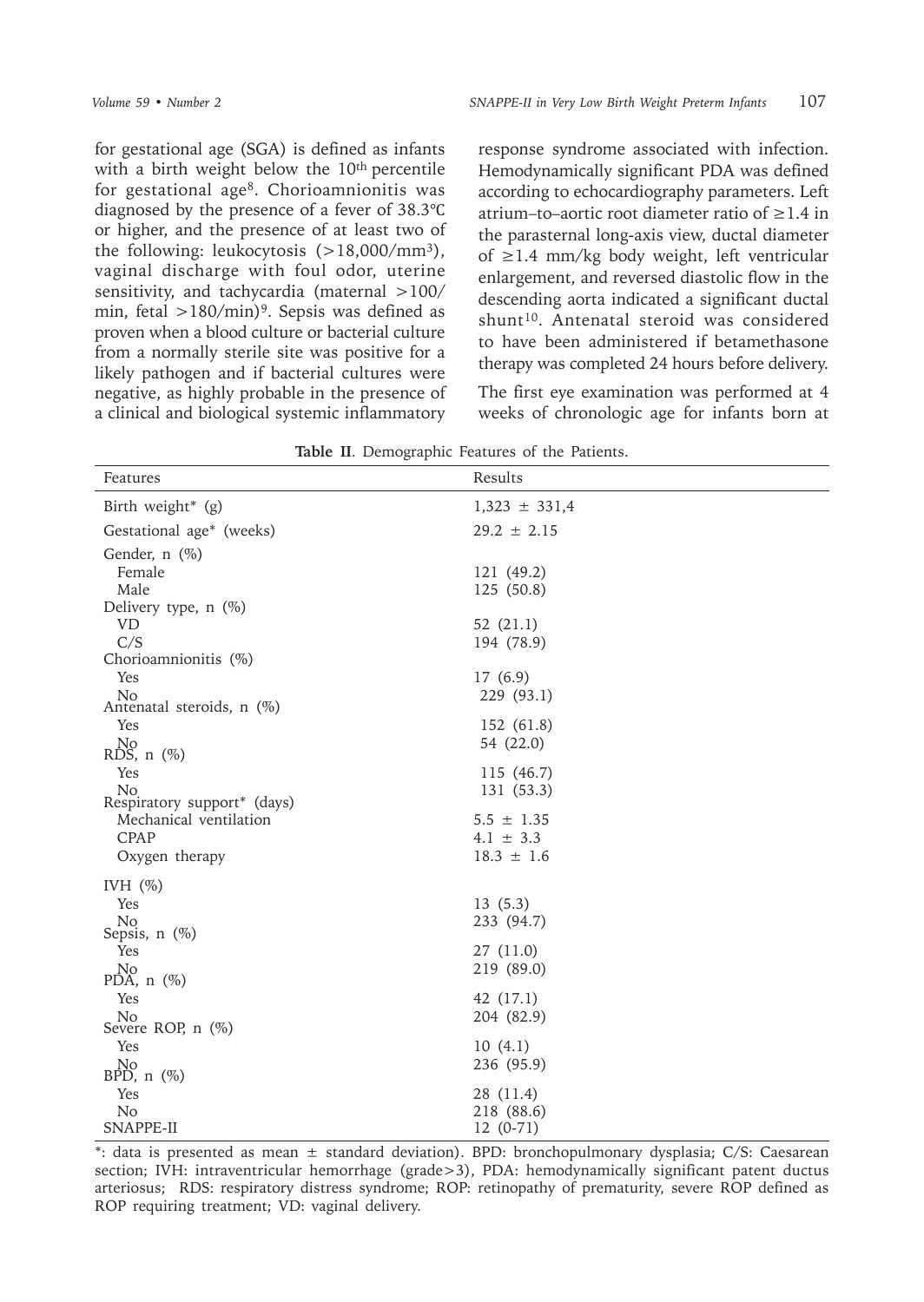for gestational age (SGA) is defined as infants with a birth weight below the $10^{th}$ percentile for gestational age[8]. Chorioamnionitis was diagnosed by the presence of a fever of 38.3°C or higher, and the presence of at least two of the following: leukocytosis ($>18,000/mm^3$), vaginal discharge with foul odor, uterine sensitivity, and tachycardia (maternal >100/min, fetal >180/min)[9]. Sepsis was defined as proven when a blood culture or bacterial culture from a normally sterile site was positive for a likely pathogen and if bacterial cultures were negative, as highly probable in the presence of a clinical and biological systemic inflammatory response syndrome associated with infection. Hemodynamically significant PDA was defined according to echocardiography parameters. Left atrium–to–aortic root diameter ratio of ≥1.4 in the parasternal long-axis view, ductal diameter of ≥1.4 mm/kg body weight, left ventricular enlargement, and reversed diastolic flow in the descending aorta indicated a significant ductal shunt[10]. Antenatal steroid was considered to have been administered if betamethasone therapy was completed 24 hours before delivery.

The first eye examination was performed at 4 weeks of chronologic age for infants born at

**Table II**. Demographic Features of the Patients.

| Features | Results |
|---|---|
| Birth weight* (g) | 1,323 ± 331,4 |
| Gestational age* (weeks) | 29.2 ± 2.15 |
| Gender, n (%) | |
| Female | 121 (49.2) |
| Male | 125 (50.8) |
| Delivery type, n (%) | |
| VD | 52 (21.1) |
| C/S | 194 (78.9) |
| Chorioamnionitis (%) | |
| Yes | 17 (6.9) |
| No | 229 (93.1) |
| Antenatal steroids, n (%) | |
| Yes | 152 (61.8) |
| No | 54 (22.0) |
| RDS, n (%) | |
| Yes | 115 (46.7) |
| No | 131 (53.3) |
| Respiratory support* (days) | |
| Mechanical ventilation | 5.5 ± 1.35 |
| CPAP | 4.1 ± 3.3 |
| Oxygen therapy | 18.3 ± 1.6 |
| IVH (%) | |
| Yes | 13 (5.3) |
| No | 233 (94.7) |
| Sepsis, n (%) | |
| Yes | 27 (11.0) |
| No | 219 (89.0) |
| PDA, n (%) | |
| Yes | 42 (17.1) |
| No | 204 (82.9) |
| Severe ROP, n (%) | |
| Yes | 10 (4.1) |
| No | 236 (95.9) |
| BPD, n (%) | |
| Yes | 28 (11.4) |
| No | 218 (88.6) |
| SNAPPE-II | 12 (0-71) |

*: data is presented as mean ± standard deviation). BPD: bronchopulmonary dysplasia; C/S: Caesarean section; IVH: intraventricular hemorrhage (grade>3), PDA: hemodynamically significant patent ductus arteriosus; RDS: respiratory distress syndrome; ROP: retinopathy of prematurity, severe ROP defined as ROP requiring treatment; VD: vaginal delivery.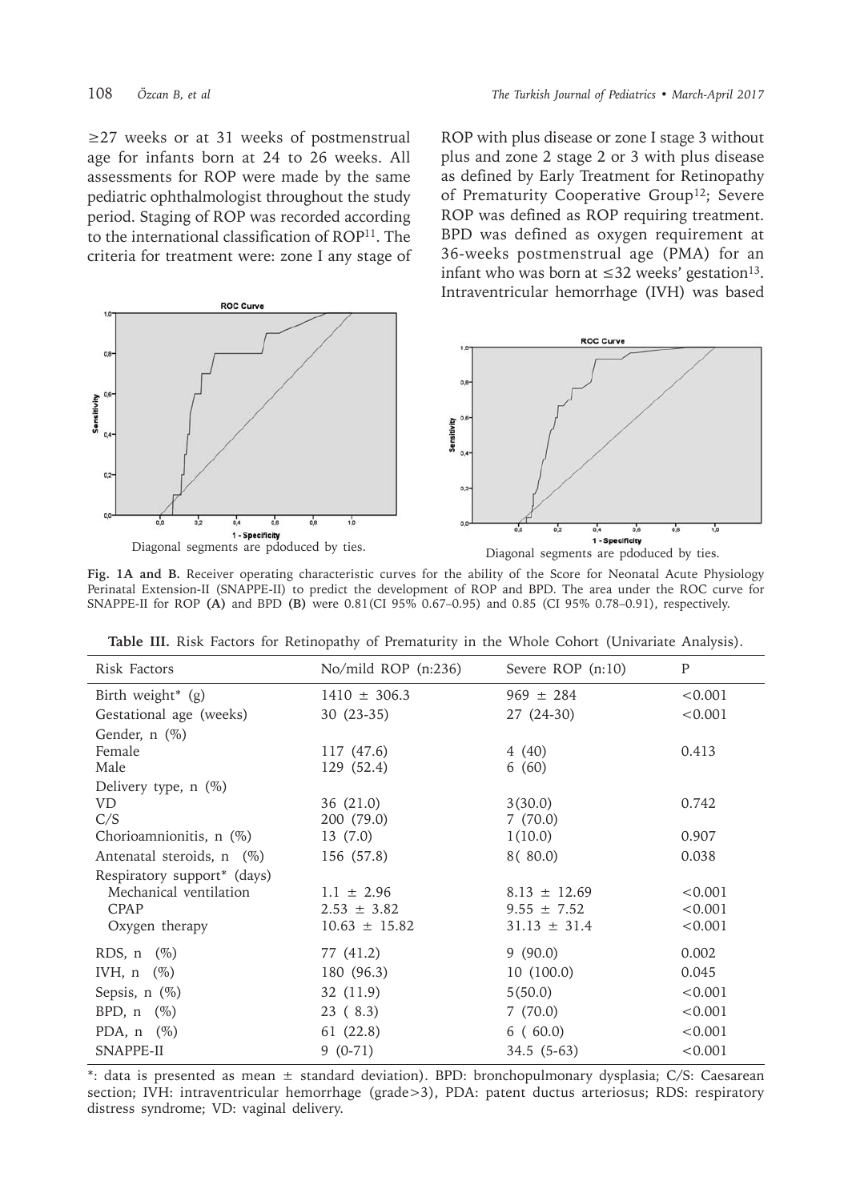≥27 weeks or at 31 weeks of postmenstrual age for infants born at 24 to 26 weeks. All assessments for ROP were made by the same pediatric ophthalmologist throughout the study period. Staging of ROP was recorded according to the international classification of ROP[11]. The criteria for treatment were: zone I any stage of ROP with plus disease or zone I stage 3 without plus and zone 2 stage 2 or 3 with plus disease as defined by Early Treatment for Retinopathy of Prematurity Cooperative Group[12]; Severe ROP was defined as ROP requiring treatment. BPD was defined as oxygen requirement at 36-weeks postmenstrual age (PMA) for an infant who was born at ≤32 weeks' gestation[13]. Intraventricular hemorrhage (IVH) was based

Diagonal segments are pdoduced by ties.

Diagonal segments are pdoduced by ties.

**Fig. 1A and B.** Receiver operating characteristic curves for the ability of the Score for Neonatal Acute Physiology Perinatal Extension-II (SNAPPE-II) to predict the development of ROP and BPD. The area under the ROC curve for SNAPPE-II for ROP **(A)** and BPD **(B)** were 0.81(CI 95% 0.67–0.95) and 0.85 (CI 95% 0.78–0.91), respectively.

**Table III.** Risk Factors for Retinopathy of Prematurity in the Whole Cohort (Univariate Analysis).

| Risk Factors | No/mild ROP (n:236) | Severe ROP (n:10) | P |
|---|---|---|---|
| Birth weight* (g) | 1410 ± 306.3 | 969 ± 284 | <0.001 |
| Gestational age (weeks) | 30 (23-35) | 27 (24-30) | <0.001 |
| Gender, n (%) | | | |
| Female | 117 (47.6) | 4 (40) | 0.413 |
| Male | 129 (52.4) | 6 (60) | |
| Delivery type, n (%) | | | |
| VD | 36 (21.0) | 3(30.0) | 0.742 |
| C/S | 200 (79.0) | 7 (70.0) | |
| Chorioamnionitis, n (%) | 13 (7.0) | 1(10.0) | 0.907 |
| Antenatal steroids, n (%) | 156 (57.8) | 8( 80.0) | 0.038 |
| Respiratory support* (days) | | | |
| Mechanical ventilation | 1.1 ± 2.96 | 8.13 ± 12.69 | <0.001 |
| CPAP | 2.53 ± 3.82 | 9.55 ± 7.52 | <0.001 |
| Oxygen therapy | 10.63 ± 15.82 | 31.13 ± 31.4 | <0.001 |
| RDS, n (%) | 77 (41.2) | 9 (90.0) | 0.002 |
| IVH, n (%) | 180 (96.3) | 10 (100.0) | 0.045 |
| Sepsis, n (%) | 32 (11.9) | 5(50.0) | <0.001 |
| BPD, n (%) | 23 ( 8.3) | 7 (70.0) | <0.001 |
| PDA, n (%) | 61 (22.8) | 6 ( 60.0) | <0.001 |
| SNAPPE-II | 9 (0-71) | 34.5 (5-63) | <0.001 |

*: data is presented as mean ± standard deviation). BPD: bronchopulmonary dysplasia; C/S: Caesarean section; IVH: intraventricular hemorrhage (grade>3), PDA: patent ductus arteriosus; RDS: respiratory distress syndrome; VD: vaginal delivery.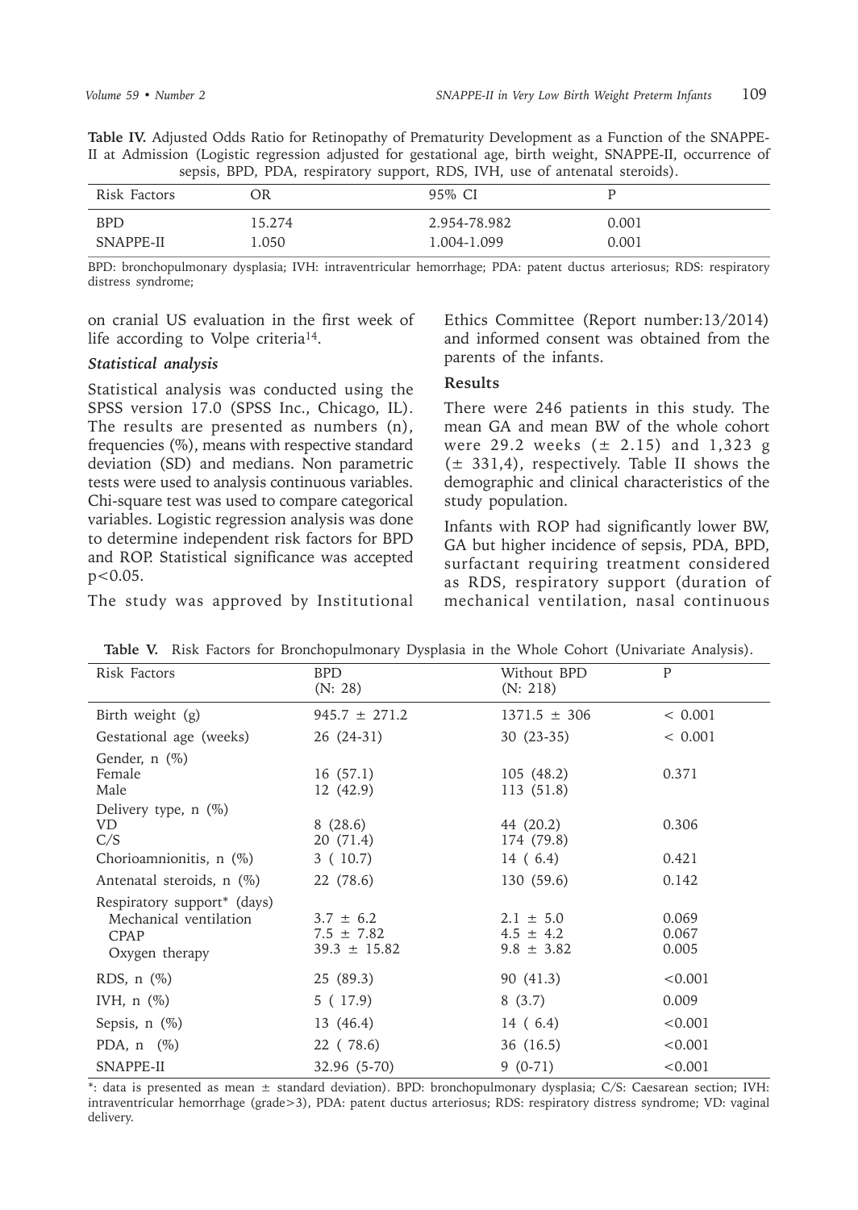**Table IV.** Adjusted Odds Ratio for Retinopathy of Prematurity Development as a Function of the SNAPPE-II at Admission (Logistic regression adjusted for gestational age, birth weight, SNAPPE-II, occurrence of sepsis, BPD, PDA, respiratory support, RDS, IVH, use of antenatal steroids).

| Risk Factors | OR | 95% CI | P |
|---|---|---|---|
| BPD | 15.274 | 2.954-78.982 | 0.001 |
| SNAPPE-II | 1.050 | 1.004-1.099 | 0.001 |

BPD: bronchopulmonary dysplasia; IVH: intraventricular hemorrhage; PDA: patent ductus arteriosus; RDS: respiratory distress syndrome;

on cranial US evaluation in the first week of life according to Volpe criteria[14].

### *Statistical analysis*

Statistical analysis was conducted using the SPSS version 17.0 (SPSS Inc., Chicago, IL). The results are presented as numbers (n), frequencies (%), means with respective standard deviation (SD) and medians. Non parametric tests were used to analysis continuous variables. Chi-square test was used to compare categorical variables. Logistic regression analysis was done to determine independent risk factors for BPD and ROP. Statistical significance was accepted $p<0.05$.

The study was approved by Institutional Ethics Committee (Report number:13/2014) and informed consent was obtained from the parents of the infants.

### Results

There were 246 patients in this study. The mean GA and mean BW of the whole cohort were 29.2 weeks (± 2.15) and 1,323 g (± 331,4), respectively. Table II shows the demographic and clinical characteristics of the study population.

Infants with ROP had significantly lower BW, GA but higher incidence of sepsis, PDA, BPD, surfactant requiring treatment considered as RDS, respiratory support (duration of mechanical ventilation, nasal continuous

**Table V.** Risk Factors for Bronchopulmonary Dysplasia in the Whole Cohort (Univariate Analysis).

| Risk Factors | BPD (N: 28) | Without BPD (N: 218) | P |
|---|---|---|---|
| Birth weight (g) | 945.7 ± 271.2 | 1371.5 ± 306 | < 0.001 |
| Gestational age (weeks) | 26 (24-31) | 30 (23-35) | < 0.001 |
| Gender, n (%) | | | |
| Female | 16 (57.1) | 105 (48.2) | 0.371 |
| Male | 12 (42.9) | 113 (51.8) | |
| Delivery type, n (%) | | | |
| VD | 8 (28.6) | 44 (20.2) | 0.306 |
| C/S | 20 (71.4) | 174 (79.8) | |
| Chorioamnionitis, n (%) | 3 ( 10.7) | 14 ( 6.4) | 0.421 |
| Antenatal steroids, n (%) | 22 (78.6) | 130 (59.6) | 0.142 |
| Respiratory support* (days) | | | |
| Mechanical ventilation | 3.7 ± 6.2 | 2.1 ± 5.0 | 0.069 |
| CPAP | 7.5 ± 7.82 | 4.5 ± 4.2 | 0.067 |
| Oxygen therapy | 39.3 ± 15.82 | 9.8 ± 3.82 | 0.005 |
| RDS, n (%) | 25 (89.3) | 90 (41.3) | <0.001 |
| IVH, n (%) | 5 ( 17.9) | 8 (3.7) | 0.009 |
| Sepsis, n (%) | 13 (46.4) | 14 ( 6.4) | <0.001 |
| PDA, n (%) | 22 ( 78.6) | 36 (16.5) | <0.001 |
| SNAPPE-II | 32.96 (5-70) | 9 (0-71) | <0.001 |

*: data is presented as mean ± standard deviation). BPD: bronchopulmonary dysplasia; C/S: Caesarean section; IVH: intraventricular hemorrhage (grade>3), PDA: patent ductus arteriosus; RDS: respiratory distress syndrome; VD: vaginal delivery.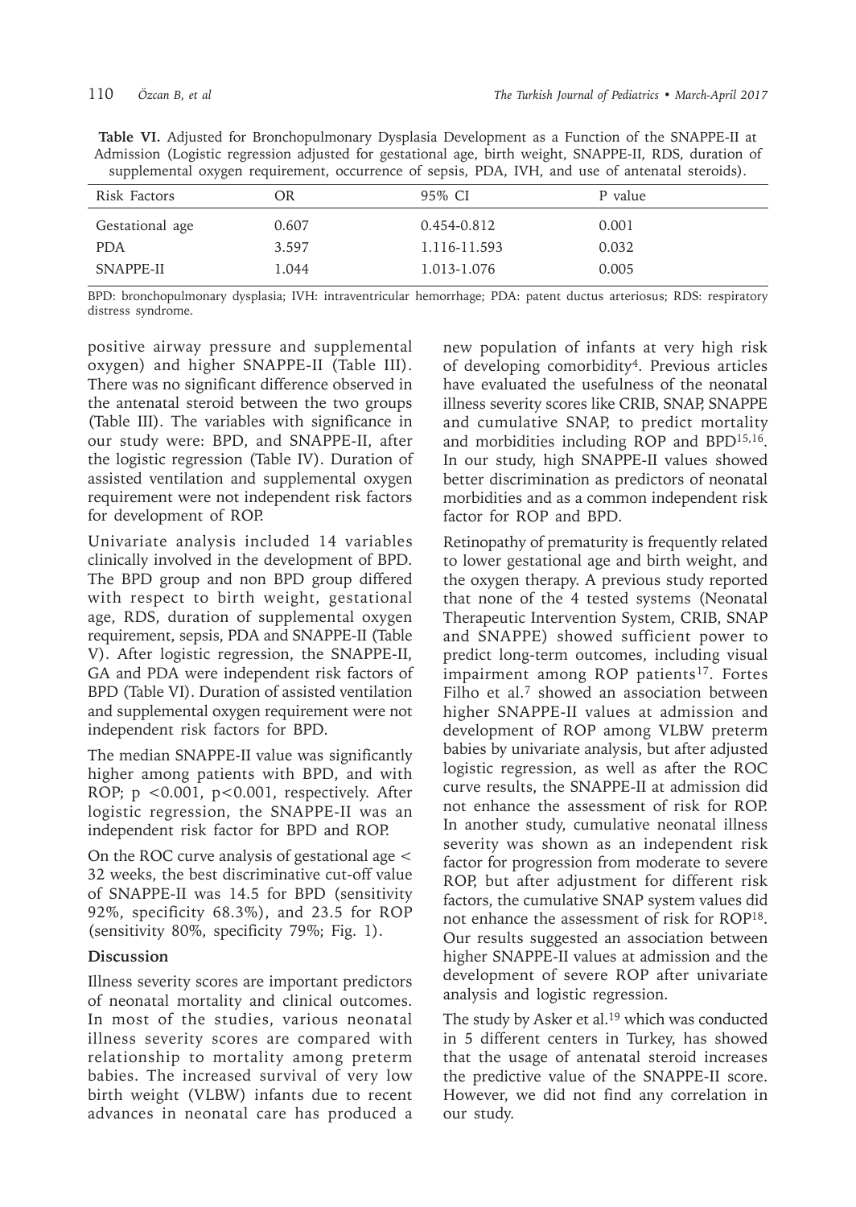**Table VI.** Adjusted for Bronchopulmonary Dysplasia Development as a Function of the SNAPPE-II at Admission (Logistic regression adjusted for gestational age, birth weight, SNAPPE-II, RDS, duration of supplemental oxygen requirement, occurrence of sepsis, PDA, IVH, and use of antenatal steroids).

| Risk Factors | OR | 95% CI | P value |
|---|---|---|---|
| Gestational age | 0.607 | 0.454-0.812 | 0.001 |
| PDA | 3.597 | 1.116-11.593 | 0.032 |
| SNAPPE-II | 1.044 | 1.013-1.076 | 0.005 |

BPD: bronchopulmonary dysplasia; IVH: intraventricular hemorrhage; PDA: patent ductus arteriosus; RDS: respiratory distress syndrome.

positive airway pressure and supplemental oxygen) and higher SNAPPE-II (Table III). There was no significant difference observed in the antenatal steroid between the two groups (Table III). The variables with significance in our study were: BPD, and SNAPPE-II, after the logistic regression (Table IV). Duration of assisted ventilation and supplemental oxygen requirement were not independent risk factors for development of ROP.

Univariate analysis included 14 variables clinically involved in the development of BPD. The BPD group and non BPD group differed with respect to birth weight, gestational age, RDS, duration of supplemental oxygen requirement, sepsis, PDA and SNAPPE-II (Table V). After logistic regression, the SNAPPE-II, GA and PDA were independent risk factors of BPD (Table VI). Duration of assisted ventilation and supplemental oxygen requirement were not independent risk factors for BPD.

The median SNAPPE-II value was significantly higher among patients with BPD, and with ROP; $p < 0.001$, $p < 0.001$, respectively. After logistic regression, the SNAPPE-II was an independent risk factor for BPD and ROP.

On the ROC curve analysis of gestational age < 32 weeks, the best discriminative cut-off value of SNAPPE-II was 14.5 for BPD (sensitivity 92%, specificity 68.3%), and 23.5 for ROP (sensitivity 80%, specificity 79%; Fig. 1).

## Discussion

Illness severity scores are important predictors of neonatal mortality and clinical outcomes. In most of the studies, various neonatal illness severity scores are compared with relationship to mortality among preterm babies. The increased survival of very low birth weight (VLBW) infants due to recent advances in neonatal care has produced a new population of infants at very high risk of developing comorbidity[4]. Previous articles have evaluated the usefulness of the neonatal illness severity scores like CRIB, SNAP, SNAPPE and cumulative SNAP, to predict mortality and morbidities including ROP and BPD[15,16]. In our study, high SNAPPE-II values showed better discrimination as predictors of neonatal morbidities and as a common independent risk factor for ROP and BPD.

Retinopathy of prematurity is frequently related to lower gestational age and birth weight, and the oxygen therapy. A previous study reported that none of the 4 tested systems (Neonatal Therapeutic Intervention System, CRIB, SNAP and SNAPPE) showed sufficient power to predict long-term outcomes, including visual impairment among ROP patients[17]. Fortes Filho et al.[7] showed an association between higher SNAPPE-II values at admission and development of ROP among VLBW preterm babies by univariate analysis, but after adjusted logistic regression, as well as after the ROC curve results, the SNAPPE-II at admission did not enhance the assessment of risk for ROP. In another study, cumulative neonatal illness severity was shown as an independent risk factor for progression from moderate to severe ROP, but after adjustment for different risk factors, the cumulative SNAP system values did not enhance the assessment of risk for ROP[18]. Our results suggested an association between higher SNAPPE-II values at admission and the development of severe ROP after univariate analysis and logistic regression.

The study by Asker et al.[19] which was conducted in 5 different centers in Turkey, has showed that the usage of antenatal steroid increases the predictive value of the SNAPPE-II score. However, we did not find any correlation in our study.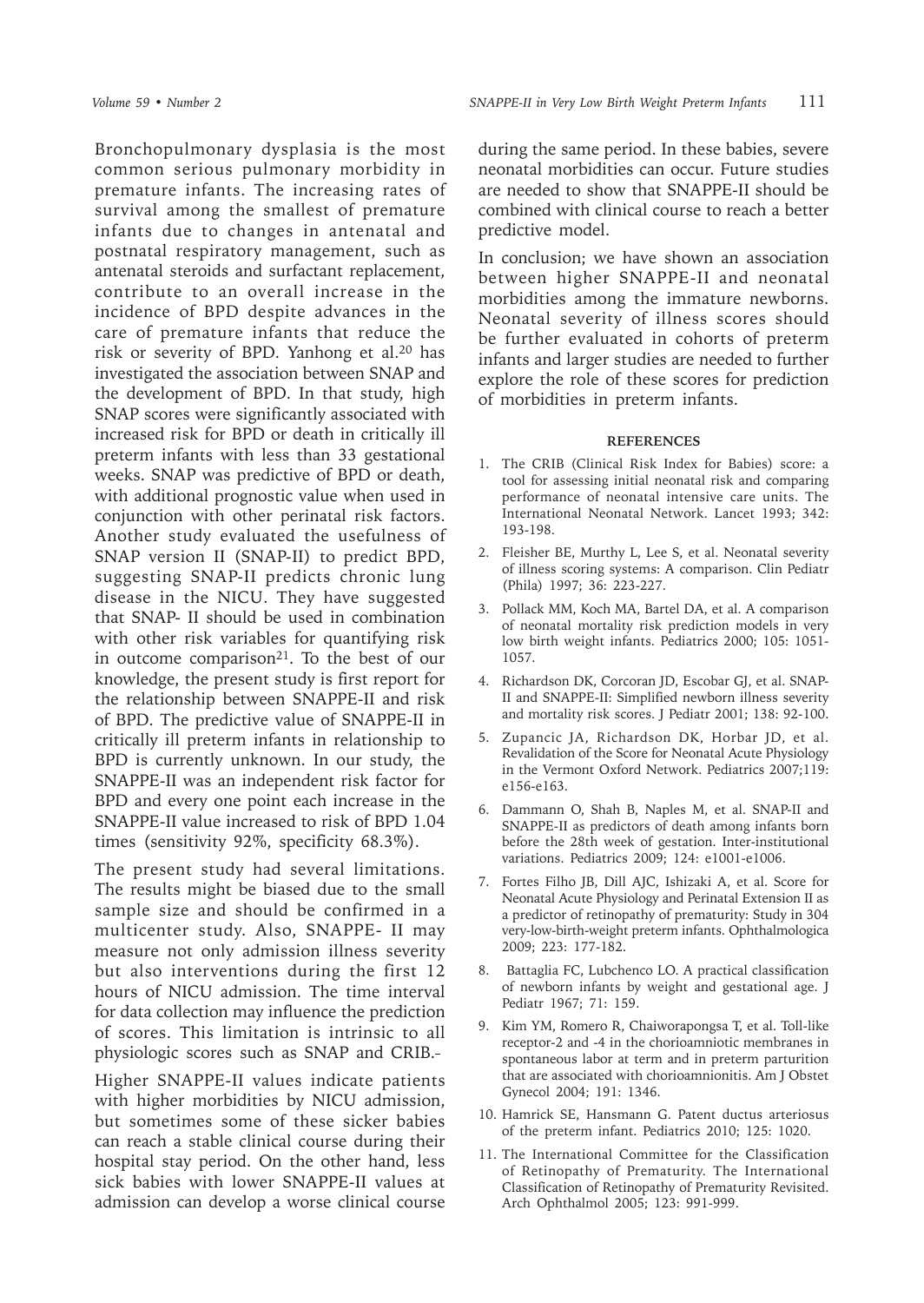Bronchopulmonary dysplasia is the most common serious pulmonary morbidity in premature infants. The increasing rates of survival among the smallest of premature infants due to changes in antenatal and postnatal respiratory management, such as antenatal steroids and surfactant replacement, contribute to an overall increase in the incidence of BPD despite advances in the care of premature infants that reduce the risk or severity of BPD. Yanhong et al.[20] has investigated the association between SNAP and the development of BPD. In that study, high SNAP scores were significantly associated with increased risk for BPD or death in critically ill preterm infants with less than 33 gestational weeks. SNAP was predictive of BPD or death, with additional prognostic value when used in conjunction with other perinatal risk factors. Another study evaluated the usefulness of SNAP version II (SNAP-II) to predict BPD, suggesting SNAP-II predicts chronic lung disease in the NICU. They have suggested that SNAP- II should be used in combination with other risk variables for quantifying risk in outcome comparison[21]. To the best of our knowledge, the present study is first report for the relationship between SNAPPE-II and risk of BPD. The predictive value of SNAPPE-II in critically ill preterm infants in relationship to BPD is currently unknown. In our study, the SNAPPE-II was an independent risk factor for BPD and every one point each increase in the SNAPPE-II value increased to risk of BPD 1.04 times (sensitivity 92%, specificity 68.3%).

The present study had several limitations. The results might be biased due to the small sample size and should be confirmed in a multicenter study. Also, SNAPPE- II may measure not only admission illness severity but also interventions during the first 12 hours of NICU admission. The time interval for data collection may influence the prediction of scores. This limitation is intrinsic to all physiologic scores such as SNAP and CRIB.

Higher SNAPPE-II values indicate patients with higher morbidities by NICU admission, but sometimes some of these sicker babies can reach a stable clinical course during their hospital stay period. On the other hand, less sick babies with lower SNAPPE-II values at admission can develop a worse clinical course during the same period. In these babies, severe neonatal morbidities can occur. Future studies are needed to show that SNAPPE-II should be combined with clinical course to reach a better predictive model.

In conclusion; we have shown an association between higher SNAPPE-II and neonatal morbidities among the immature newborns. Neonatal severity of illness scores should be further evaluated in cohorts of preterm infants and larger studies are needed to further explore the role of these scores for prediction of morbidities in preterm infants.

## REFERENCES

1. The CRIB (Clinical Risk Index for Babies) score: a tool for assessing initial neonatal risk and comparing performance of neonatal intensive care units. The International Neonatal Network. Lancet 1993; 342: 193-198.
2. Fleisher BE, Murthy L, Lee S, et al. Neonatal severity of illness scoring systems: A comparison. Clin Pediatr (Phila) 1997; 36: 223-227.
3. Pollack MM, Koch MA, Bartel DA, et al. A comparison of neonatal mortality risk prediction models in very low birth weight infants. Pediatrics 2000; 105: 1051-1057.
4. Richardson DK, Corcoran JD, Escobar GJ, et al. SNAP-II and SNAPPE-II: Simplified newborn illness severity and mortality risk scores. J Pediatr 2001; 138: 92-100.
5. Zupancic JA, Richardson DK, Horbar JD, et al. Revalidation of the Score for Neonatal Acute Physiology in the Vermont Oxford Network. Pediatrics 2007;119: e156-e163.
6. Dammann O, Shah B, Naples M, et al. SNAP-II and SNAPPE-II as predictors of death among infants born before the 28th week of gestation. Inter-institutional variations. Pediatrics 2009; 124: e1001-e1006.
7. Fortes Filho JB, Dill AJC, Ishizaki A, et al. Score for Neonatal Acute Physiology and Perinatal Extension II as a predictor of retinopathy of prematurity: Study in 304 very-low-birth-weight preterm infants. Ophthalmologica 2009; 223: 177-182.
8. Battaglia FC, Lubchenco LO. A practical classification of newborn infants by weight and gestational age. J Pediatr 1967; 71: 159.
9. Kim YM, Romero R, Chaiworapongsa T, et al. Toll-like receptor-2 and -4 in the chorioamniotic membranes in spontaneous labor at term and in preterm parturition that are associated with chorioamnionitis. Am J Obstet Gynecol 2004; 191: 1346.
10. Hamrick SE, Hansmann G. Patent ductus arteriosus of the preterm infant. Pediatrics 2010; 125: 1020.
11. The International Committee for the Classification of Retinopathy of Prematurity. The International Classification of Retinopathy of Prematurity Revisited. Arch Ophthalmol 2005; 123: 991-999.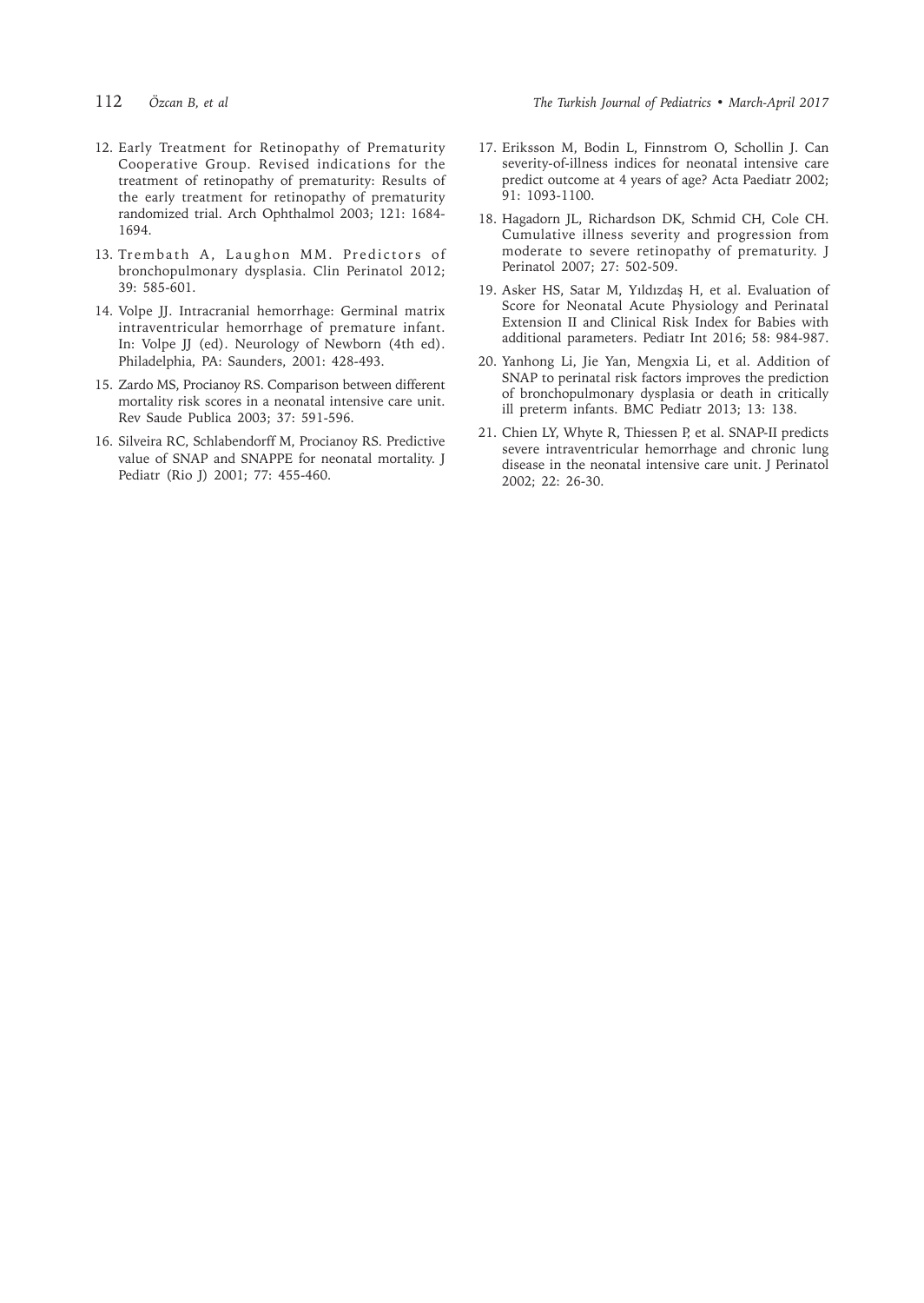12. Early Treatment for Retinopathy of Prematurity Cooperative Group. Revised indications for the treatment of retinopathy of prematurity: Results of the early treatment for retinopathy of prematurity randomized trial. Arch Ophthalmol 2003; 121: 1684-1694.
13. Trembath A, Laughon MM. Predictors of bronchopulmonary dysplasia. Clin Perinatol 2012; 39: 585-601.
14. Volpe JJ. Intracranial hemorrhage: Germinal matrix intraventricular hemorrhage of premature infant. In: Volpe JJ (ed). Neurology of Newborn (4th ed). Philadelphia, PA: Saunders, 2001: 428-493.
15. Zardo MS, Procianoy RS. Comparison between different mortality risk scores in a neonatal intensive care unit. Rev Saude Publica 2003; 37: 591-596.
16. Silveira RC, Schlabendorff M, Procianoy RS. Predictive value of SNAP and SNAPPE for neonatal mortality. J Pediatr (Rio J) 2001; 77: 455-460.
17. Eriksson M, Bodin L, Finnstrom O, Schollin J. Can severity-of-illness indices for neonatal intensive care predict outcome at 4 years of age? Acta Paediatr 2002; 91: 1093-1100.
18. Hagadorn JL, Richardson DK, Schmid CH, Cole CH. Cumulative illness severity and progression from moderate to severe retinopathy of prematurity. J Perinatol 2007; 27: 502-509.
19. Asker HS, Satar M, Yıldızdaş H, et al. Evaluation of Score for Neonatal Acute Physiology and Perinatal Extension II and Clinical Risk Index for Babies with additional parameters. Pediatr Int 2016; 58: 984-987.
20. Yanhong Li, Jie Yan, Mengxia Li, et al. Addition of SNAP to perinatal risk factors improves the prediction of bronchopulmonary dysplasia or death in critically ill preterm infants. BMC Pediatr 2013; 13: 138.
21. Chien LY, Whyte R, Thiessen P, et al. SNAP-II predicts severe intraventricular hemorrhage and chronic lung disease in the neonatal intensive care unit. J Perinatol 2002; 22: 26-30.